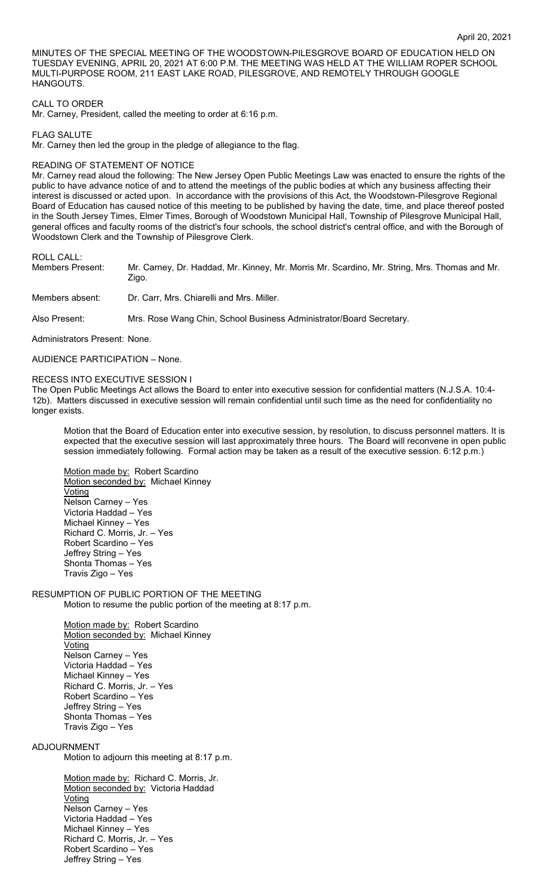April 20, 2021

MINUTES OF THE SPECIAL MEETING OF THE WOODSTOWN-PILESGROVE BOARD OF EDUCATION HELD ON TUESDAY EVENING, APRIL 20, 2021 AT 6:00 P.M. THE MEETING WAS HELD AT THE WILLIAM ROPER SCHOOL MULTI-PURPOSE ROOM, 211 EAST LAKE ROAD, PILESGROVE, AND REMOTELY THROUGH GOOGLE HANGOUTS.

CALL TO ORDER
Mr. Carney, President, called the meeting to order at 6:16 p.m.

FLAG SALUTE
Mr. Carney then led the group in the pledge of allegiance to the flag.

READING OF STATEMENT OF NOTICE
Mr. Carney read aloud the following: The New Jersey Open Public Meetings Law was enacted to ensure the rights of the public to have advance notice of and to attend the meetings of the public bodies at which any business affecting their interest is discussed or acted upon. In accordance with the provisions of this Act, the Woodstown-Pilesgrove Regional Board of Education has caused notice of this meeting to be published by having the date, time, and place thereof posted in the South Jersey Times, Elmer Times, Borough of Woodstown Municipal Hall, Township of Pilesgrove Municipal Hall, general offices and faculty rooms of the district's four schools, the school district's central office, and with the Borough of Woodstown Clerk and the Township of Pilesgrove Clerk.

ROLL CALL:

Members Present: Mr. Carney, Dr. Haddad, Mr. Kinney, Mr. Morris Mr. Scardino, Mr. String, Mrs. Thomas and Mr. Zigo.

Members absent: Dr. Carr, Mrs. Chiarelli and Mrs. Miller.

Also Present: Mrs. Rose Wang Chin, School Business Administrator/Board Secretary.

Administrators Present: None.

AUDIENCE PARTICIPATION – None.

RECESS INTO EXECUTIVE SESSION I
The Open Public Meetings Act allows the Board to enter into executive session for confidential matters (N.J.S.A. 10:4-12b). Matters discussed in executive session will remain confidential until such time as the need for confidentiality no longer exists.

Motion that the Board of Education enter into executive session, by resolution, to discuss personnel matters. It is expected that the executive session will last approximately three hours. The Board will reconvene in open public session immediately following. Formal action may be taken as a result of the executive session. 6:12 p.m.)

Motion made by: Robert Scardino
Motion seconded by: Michael Kinney
Voting
Nelson Carney – Yes
Victoria Haddad – Yes
Michael Kinney – Yes
Richard C. Morris, Jr. – Yes
Robert Scardino – Yes
Jeffrey String – Yes
Shonta Thomas – Yes
Travis Zigo – Yes

RESUMPTION OF PUBLIC PORTION OF THE MEETING
Motion to resume the public portion of the meeting at 8:17 p.m.

Motion made by: Robert Scardino
Motion seconded by: Michael Kinney
Voting
Nelson Carney – Yes
Victoria Haddad – Yes
Michael Kinney – Yes
Richard C. Morris, Jr. – Yes
Robert Scardino – Yes
Jeffrey String – Yes
Shonta Thomas – Yes
Travis Zigo – Yes

ADJOURNMENT
Motion to adjourn this meeting at 8:17 p.m.

Motion made by: Richard C. Morris, Jr.
Motion seconded by: Victoria Haddad
Voting
Nelson Carney – Yes
Victoria Haddad – Yes
Michael Kinney – Yes
Richard C. Morris, Jr. – Yes
Robert Scardino – Yes
Jeffrey String – Yes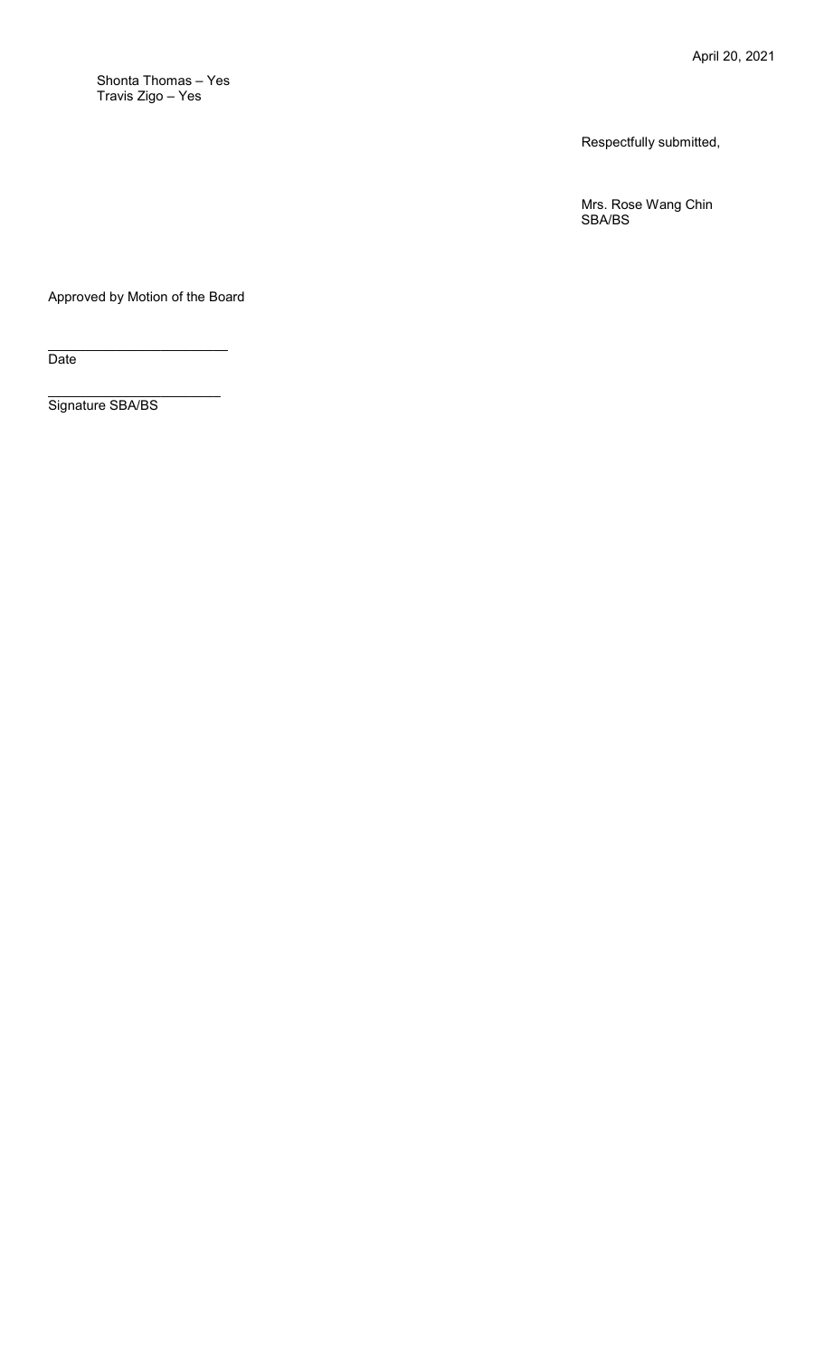Shonta Thomas – Yes
Travis Zigo – Yes

Respectfully submitted,

Mrs. Rose Wang Chin
SBA/BS

Approved by Motion of the Board

\_\_\_\_\_\_\_\_\_\_\_\_\_\_\_\_\_\_\_\_\_\_\_\_\_
Date

\_\_\_\_\_\_\_\_\_\_\_\_\_\_\_\_\_\_\_\_\_\_\_\_\_
Signature SBA/BS